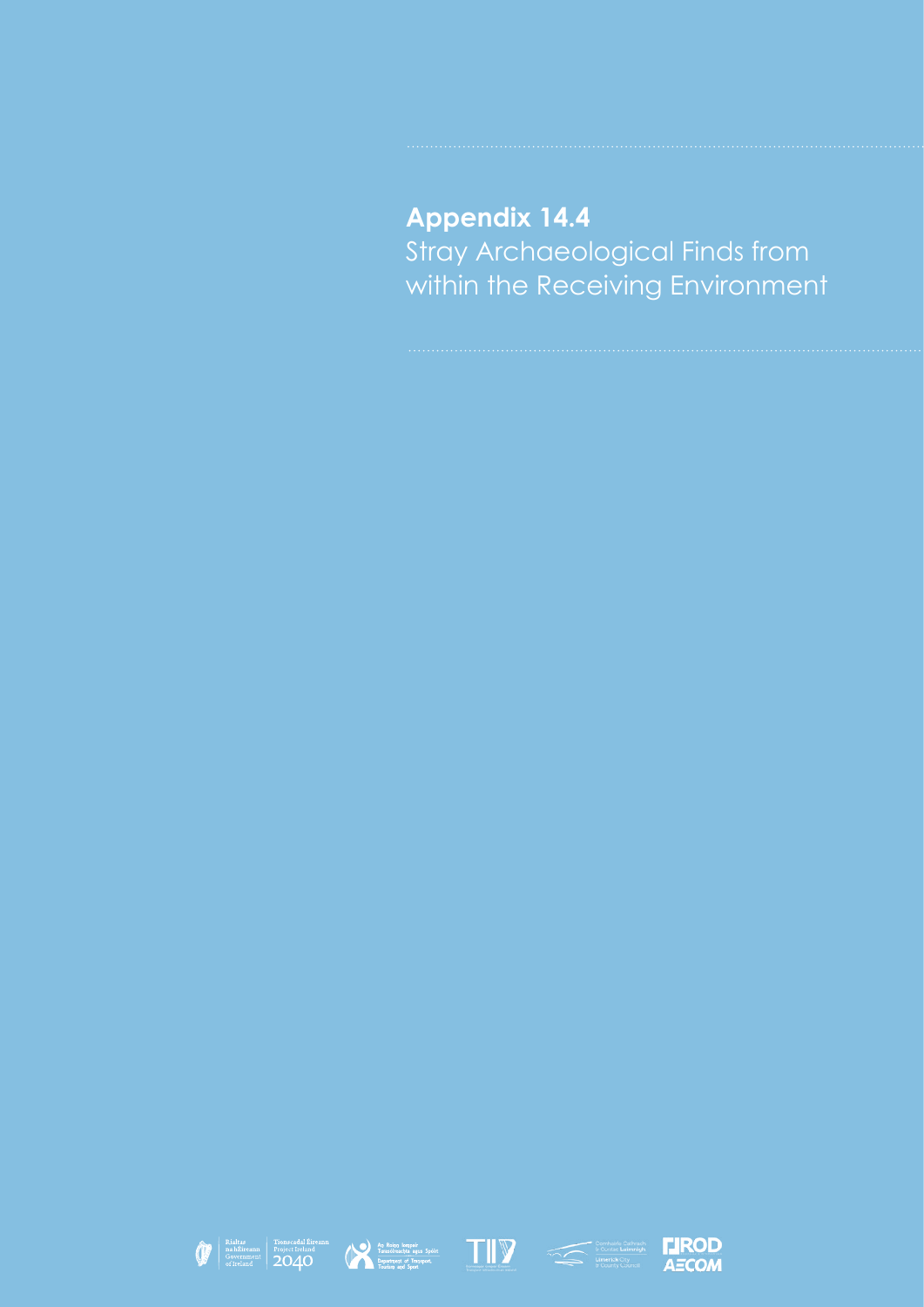## Appendix 14.4

Stray Archaeological Finds from within the Receiving Environment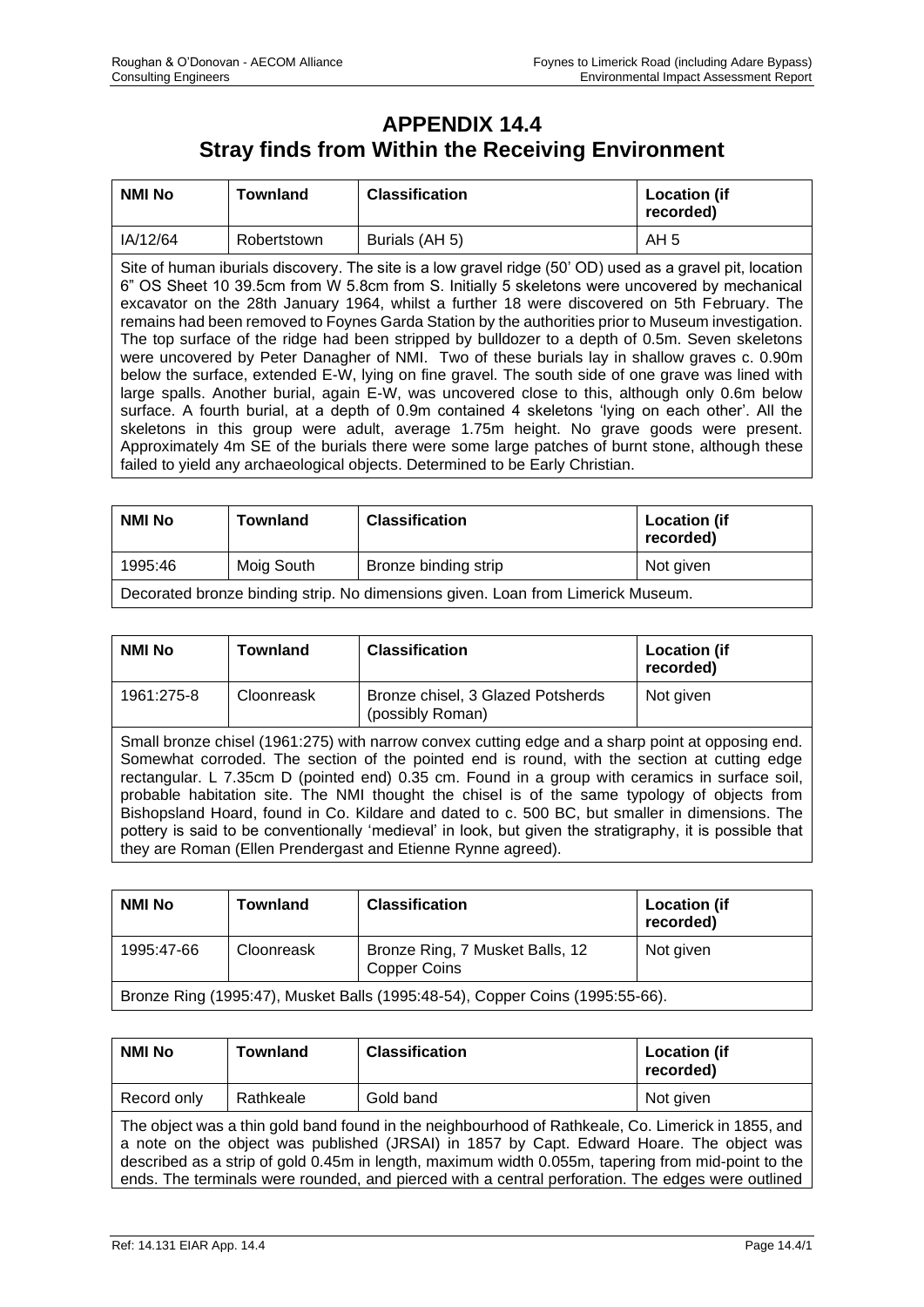# APPENDIX 14.4
## Stray finds from Within the Receiving Environment

| NMI No | Townland | Classification | Location (if recorded) |
|---|---|---|---|
| IA/12/64 | Robertstown | Burials (AH 5) | AH 5 |

Site of human iburials discovery. The site is a low gravel ridge (50' OD) used as a gravel pit, location 6" OS Sheet 10 39.5cm from W 5.8cm from S. Initially 5 skeletons were uncovered by mechanical excavator on the 28th January 1964, whilst a further 18 were discovered on 5th February. The remains had been removed to Foynes Garda Station by the authorities prior to Museum investigation. The top surface of the ridge had been stripped by bulldozer to a depth of 0.5m. Seven skeletons were uncovered by Peter Danagher of NMI. Two of these burials lay in shallow graves c. 0.90m below the surface, extended E-W, lying on fine gravel. The south side of one grave was lined with large spalls. Another burial, again E-W, was uncovered close to this, although only 0.6m below surface. A fourth burial, at a depth of 0.9m contained 4 skeletons 'lying on each other'. All the skeletons in this group were adult, average 1.75m height. No grave goods were present. Approximately 4m SE of the burials there were some large patches of burnt stone, although these failed to yield any archaeological objects. Determined to be Early Christian.

| NMI No | Townland | Classification | Location (if recorded) |
|---|---|---|---|
| 1995:46 | Moig South | Bronze binding strip | Not given |

Decorated bronze binding strip. No dimensions given. Loan from Limerick Museum.

| NMI No | Townland | Classification | Location (if recorded) |
|---|---|---|---|
| 1961:275-8 | Cloonreask | Bronze chisel, 3 Glazed Potsherds (possibly Roman) | Not given |

Small bronze chisel (1961:275) with narrow convex cutting edge and a sharp point at opposing end. Somewhat corroded. The section of the pointed end is round, with the section at cutting edge rectangular. L 7.35cm D (pointed end) 0.35 cm. Found in a group with ceramics in surface soil, probable habitation site. The NMI thought the chisel is of the same typology of objects from Bishopsland Hoard, found in Co. Kildare and dated to c. 500 BC, but smaller in dimensions. The pottery is said to be conventionally 'medieval' in look, but given the stratigraphy, it is possible that they are Roman (Ellen Prendergast and Etienne Rynne agreed).

| NMI No | Townland | Classification | Location (if recorded) |
|---|---|---|---|
| 1995:47-66 | Cloonreask | Bronze Ring, 7 Musket Balls, 12 Copper Coins | Not given |

Bronze Ring (1995:47), Musket Balls (1995:48-54), Copper Coins (1995:55-66).

| NMI No | Townland | Classification | Location (if recorded) |
|---|---|---|---|
| Record only | Rathkeale | Gold band | Not given |

The object was a thin gold band found in the neighbourhood of Rathkeale, Co. Limerick in 1855, and a note on the object was published (JRSAI) in 1857 by Capt. Edward Hoare. The object was described as a strip of gold 0.45m in length, maximum width 0.055m, tapering from mid-point to the ends. The terminals were rounded, and pierced with a central perforation. The edges were outlined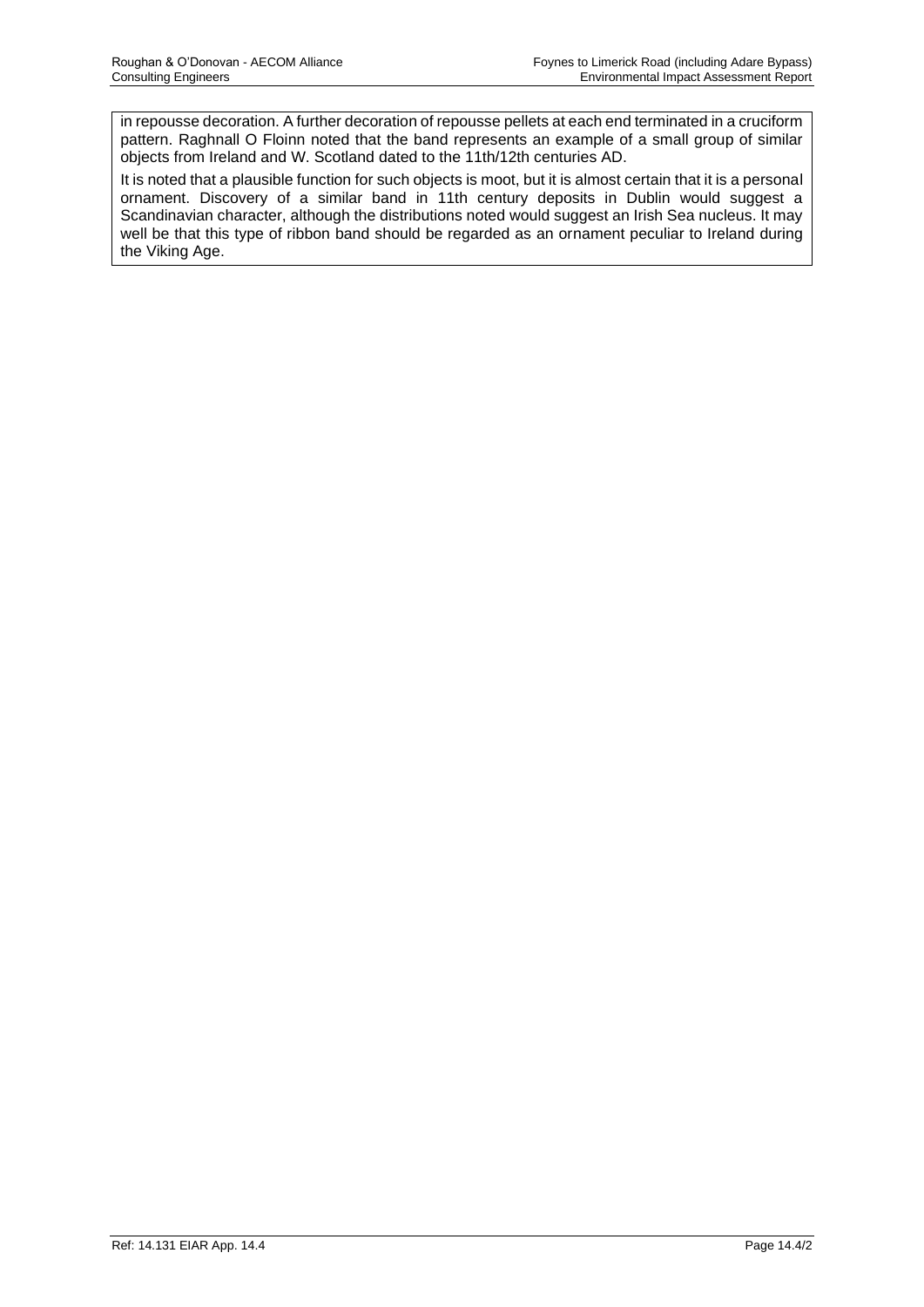in repousse decoration. A further decoration of repousse pellets at each end terminated in a cruciform pattern. Raghnall O Floinn noted that the band represents an example of a small group of similar objects from Ireland and W. Scotland dated to the 11th/12th centuries AD.

It is noted that a plausible function for such objects is moot, but it is almost certain that it is a personal ornament. Discovery of a similar band in 11th century deposits in Dublin would suggest a Scandinavian character, although the distributions noted would suggest an Irish Sea nucleus. It may well be that this type of ribbon band should be regarded as an ornament peculiar to Ireland during the Viking Age.